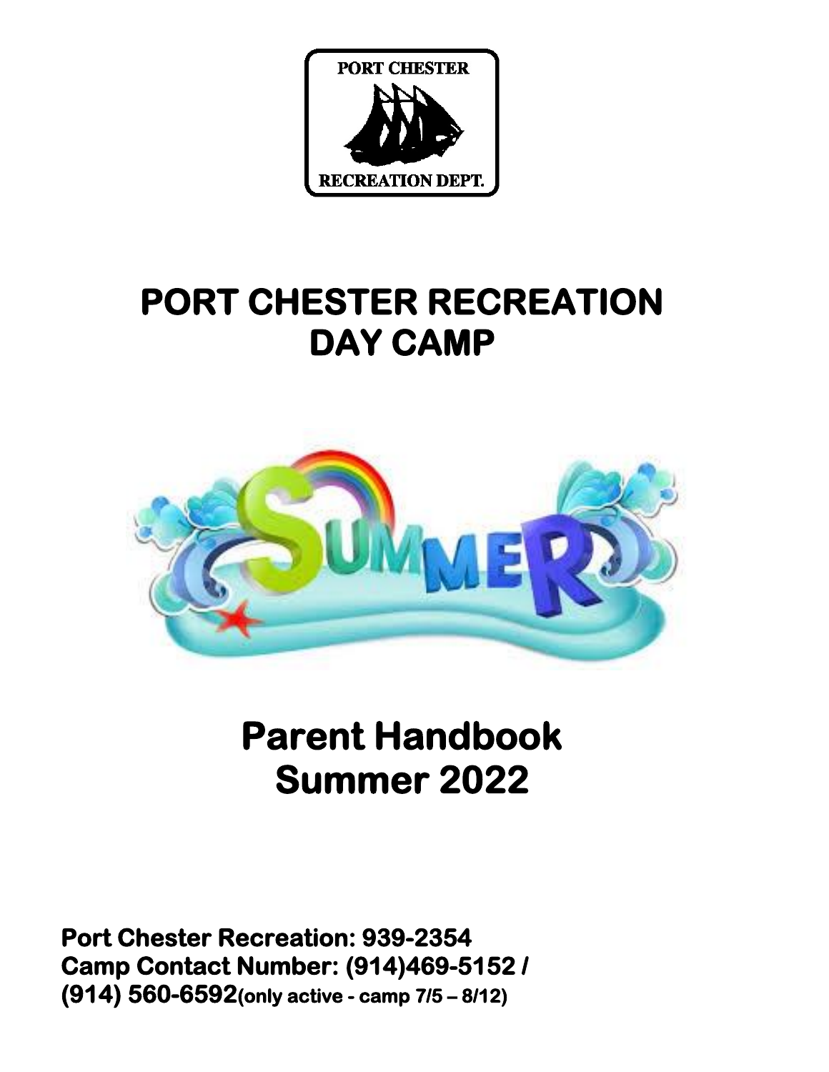# PORT CHESTER RECREATION DAY CAMP

## Parent Handbook Summer 2022

**Port Chester Recreation: 939-2354**
**Camp Contact Number: (914)469-5152 / (914) 560-6592(only active - camp 7/5 – 8/12)**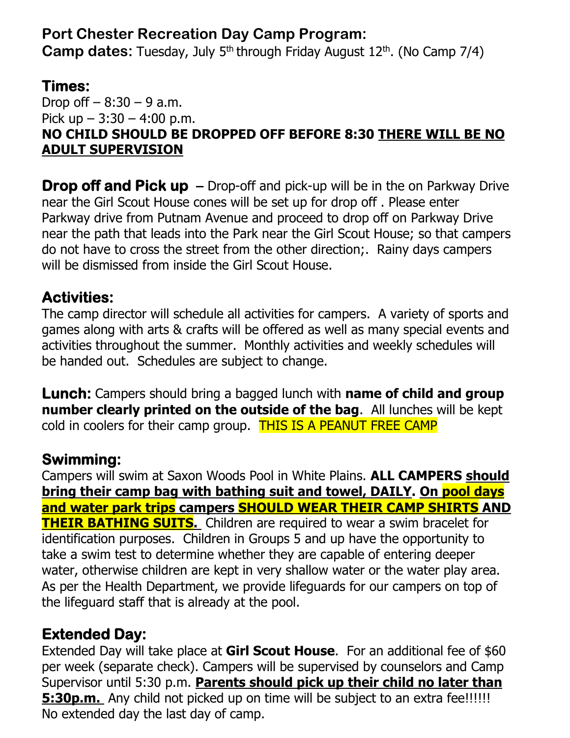## Port Chester Recreation Day Camp Program:

**Camp dates:** Tuesday, July 5th through Friday August 12th. (No Camp 7/4)

### Times:

Drop off – 8:30 – 9 a.m.
Pick up – 3:30 – 4:00 p.m.
**NO CHILD SHOULD BE DROPPED OFF BEFORE 8:30 THERE WILL BE NO ADULT SUPERVISION**

**Drop off and Pick up** – Drop-off and pick-up will be in the on Parkway Drive near the Girl Scout House cones will be set up for drop off . Please enter Parkway drive from Putnam Avenue and proceed to drop off on Parkway Drive near the path that leads into the Park near the Girl Scout House; so that campers do not have to cross the street from the other direction;. Rainy days campers will be dismissed from inside the Girl Scout House.

### Activities:

The camp director will schedule all activities for campers. A variety of sports and games along with arts & crafts will be offered as well as many special events and activities throughout the summer. Monthly activities and weekly schedules will be handed out. Schedules are subject to change.

**Lunch:** Campers should bring a bagged lunch with **name of child and group number clearly printed on the outside of the bag**. All lunches will be kept cold in coolers for their camp group. THIS IS A PEANUT FREE CAMP

### Swimming:

Campers will swim at Saxon Woods Pool in White Plains. **ALL CAMPERS should bring their camp bag with bathing suit and towel, DAILY. On pool days and water park trips campers SHOULD WEAR THEIR CAMP SHIRTS AND THEIR BATHING SUITS.** Children are required to wear a swim bracelet for identification purposes. Children in Groups 5 and up have the opportunity to take a swim test to determine whether they are capable of entering deeper water, otherwise children are kept in very shallow water or the water play area. As per the Health Department, we provide lifeguards for our campers on top of the lifeguard staff that is already at the pool.

### Extended Day:

Extended Day will take place at **Girl Scout House**. For an additional fee of $60 per week (separate check). Campers will be supervised by counselors and Camp Supervisor until 5:30 p.m. **Parents should pick up their child no later than 5:30p.m.** Any child not picked up on time will be subject to an extra fee!!!!!! No extended day the last day of camp.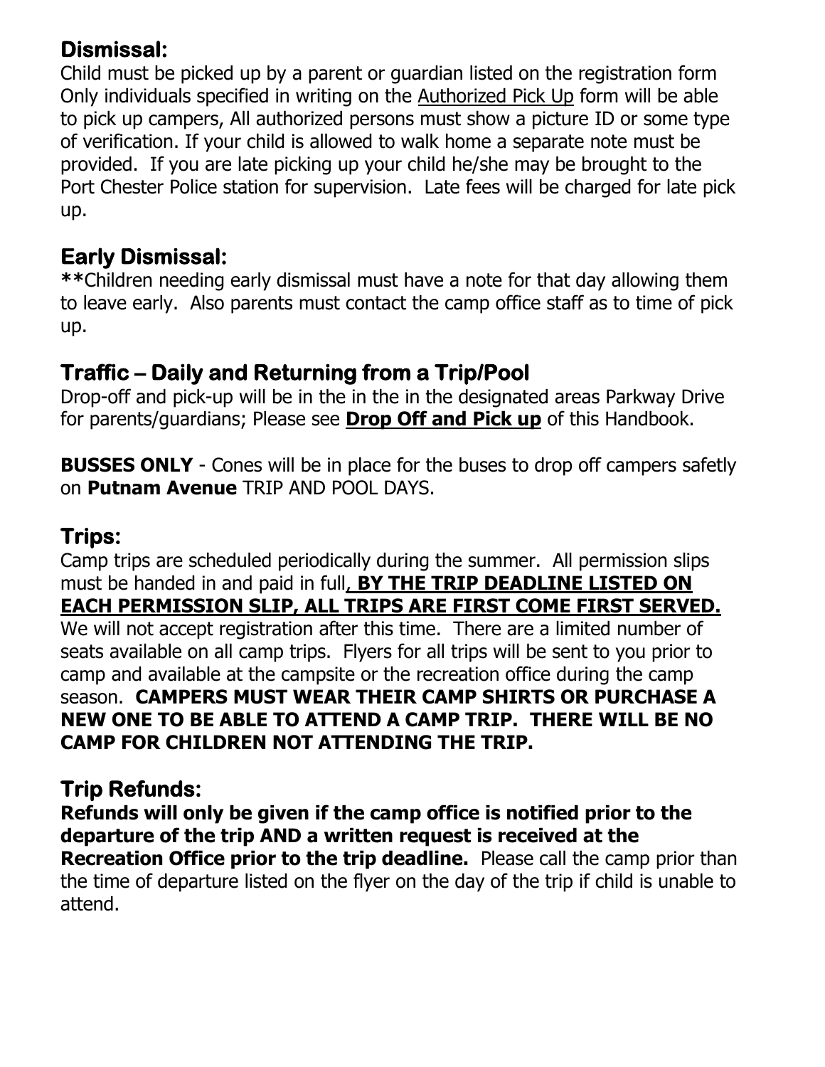## Dismissal:

Child must be picked up by a parent or guardian listed on the registration form Only individuals specified in writing on the Authorized Pick Up form will be able to pick up campers, All authorized persons must show a picture ID or some type of verification. If your child is allowed to walk home a separate note must be provided. If you are late picking up your child he/she may be brought to the Port Chester Police station for supervision. Late fees will be charged for late pick up.

## Early Dismissal:

**Children needing early dismissal must have a note for that day allowing them to leave early. Also parents must contact the camp office staff as to time of pick up.

## Traffic – Daily and Returning from a Trip/Pool

Drop-off and pick-up will be in the in the in the designated areas Parkway Drive for parents/guardians; Please see **Drop Off and Pick up** of this Handbook.

**BUSSES ONLY** - Cones will be in place for the buses to drop off campers safely on **Putnam Avenue** TRIP AND POOL DAYS.

## Trips:

Camp trips are scheduled periodically during the summer. All permission slips must be handed in and paid in full**, BY THE TRIP DEADLINE LISTED ON EACH PERMISSION SLIP, ALL TRIPS ARE FIRST COME FIRST SERVED.** We will not accept registration after this time. There are a limited number of seats available on all camp trips. Flyers for all trips will be sent to you prior to camp and available at the campsite or the recreation office during the camp season. **CAMPERS MUST WEAR THEIR CAMP SHIRTS OR PURCHASE A NEW ONE TO BE ABLE TO ATTEND A CAMP TRIP. THERE WILL BE NO CAMP FOR CHILDREN NOT ATTENDING THE TRIP.**

## Trip Refunds:

**Refunds will only be given if the camp office is notified prior to the departure of the trip AND a written request is received at the Recreation Office prior to the trip deadline.** Please call the camp prior than the time of departure listed on the flyer on the day of the trip if child is unable to attend.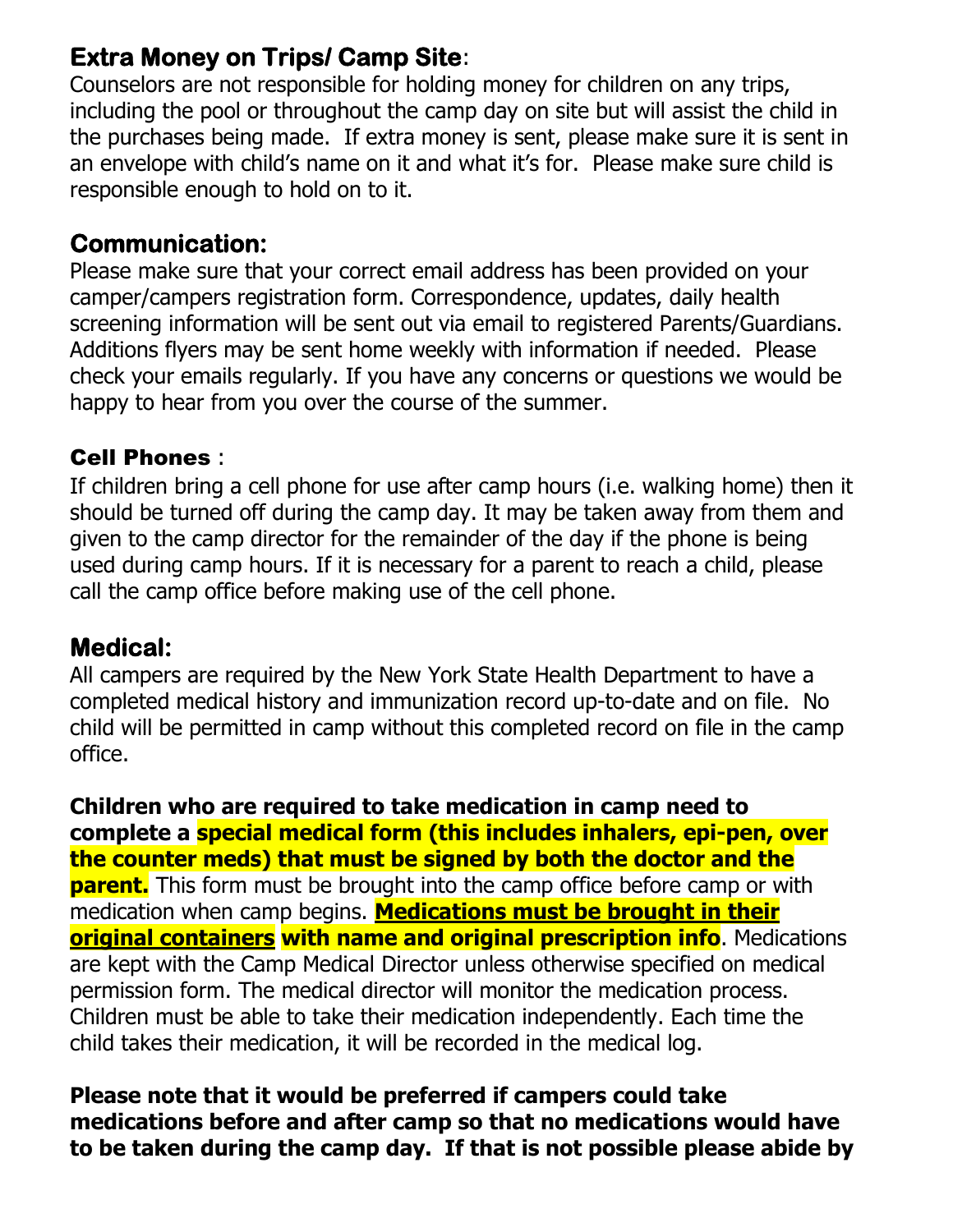## Extra Money on Trips/ Camp Site:

Counselors are not responsible for holding money for children on any trips, including the pool or throughout the camp day on site but will assist the child in the purchases being made. If extra money is sent, please make sure it is sent in an envelope with child's name on it and what it's for. Please make sure child is responsible enough to hold on to it.

## Communication:

Please make sure that your correct email address has been provided on your camper/campers registration form. Correspondence, updates, daily health screening information will be sent out via email to registered Parents/Guardians. Additions flyers may be sent home weekly with information if needed. Please check your emails regularly. If you have any concerns or questions we would be happy to hear from you over the course of the summer.

### Cell Phones :

If children bring a cell phone for use after camp hours (i.e. walking home) then it should be turned off during the camp day. It may be taken away from them and given to the camp director for the remainder of the day if the phone is being used during camp hours. If it is necessary for a parent to reach a child, please call the camp office before making use of the cell phone.

## Medical:

All campers are required by the New York State Health Department to have a completed medical history and immunization record up-to-date and on file. No child will be permitted in camp without this completed record on file in the camp office.

**Children who are required to take medication in camp need to complete a special medical form (this includes inhalers, epi-pen, over the counter meds) that must be signed by both the doctor and the parent.** This form must be brought into the camp office before camp or with medication when camp begins. **Medications must be brought in their original containers with name and original prescription info**. Medications are kept with the Camp Medical Director unless otherwise specified on medical permission form. The medical director will monitor the medication process. Children must be able to take their medication independently. Each time the child takes their medication, it will be recorded in the medical log.

**Please note that it would be preferred if campers could take medications before and after camp so that no medications would have to be taken during the camp day. If that is not possible please abide by**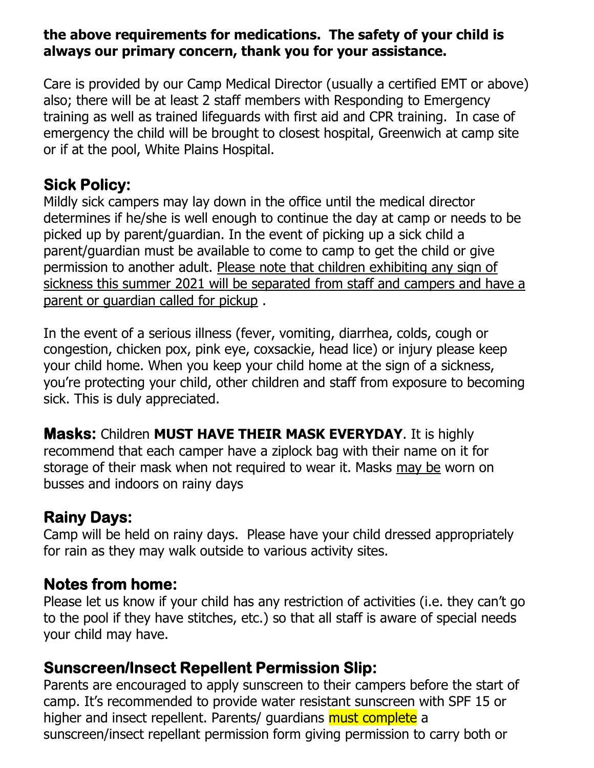**the above requirements for medications. The safety of your child is always our primary concern, thank you for your assistance.**

Care is provided by our Camp Medical Director (usually a certified EMT or above) also; there will be at least 2 staff members with Responding to Emergency training as well as trained lifeguards with first aid and CPR training. In case of emergency the child will be brought to closest hospital, Greenwich at camp site or if at the pool, White Plains Hospital.

## Sick Policy:

Mildly sick campers may lay down in the office until the medical director determines if he/she is well enough to continue the day at camp or needs to be picked up by parent/guardian. In the event of picking up a sick child a parent/guardian must be available to come to camp to get the child or give permission to another adult. <u>Please note that children exhibiting any sign of sickness this summer 2021 will be separated from staff and campers and have a parent or guardian called for pickup</u> .

In the event of a serious illness (fever, vomiting, diarrhea, colds, cough or congestion, chicken pox, pink eye, coxsackie, head lice) or injury please keep your child home. When you keep your child home at the sign of a sickness, you're protecting your child, other children and staff from exposure to becoming sick. This is duly appreciated.

**Masks:** Children **MUST HAVE THEIR MASK EVERYDAY**. It is highly recommend that each camper have a ziplock bag with their name on it for storage of their mask when not required to wear it. Masks <u>may be</u> worn on busses and indoors on rainy days

## Rainy Days:

Camp will be held on rainy days. Please have your child dressed appropriately for rain as they may walk outside to various activity sites.

## Notes from home:

Please let us know if your child has any restriction of activities (i.e. they can't go to the pool if they have stitches, etc.) so that all staff is aware of special needs your child may have.

## Sunscreen/Insect Repellent Permission Slip:

Parents are encouraged to apply sunscreen to their campers before the start of camp. It's recommended to provide water resistant sunscreen with SPF 15 or higher and insect repellent. Parents/ guardians must complete a sunscreen/insect repellant permission form giving permission to carry both or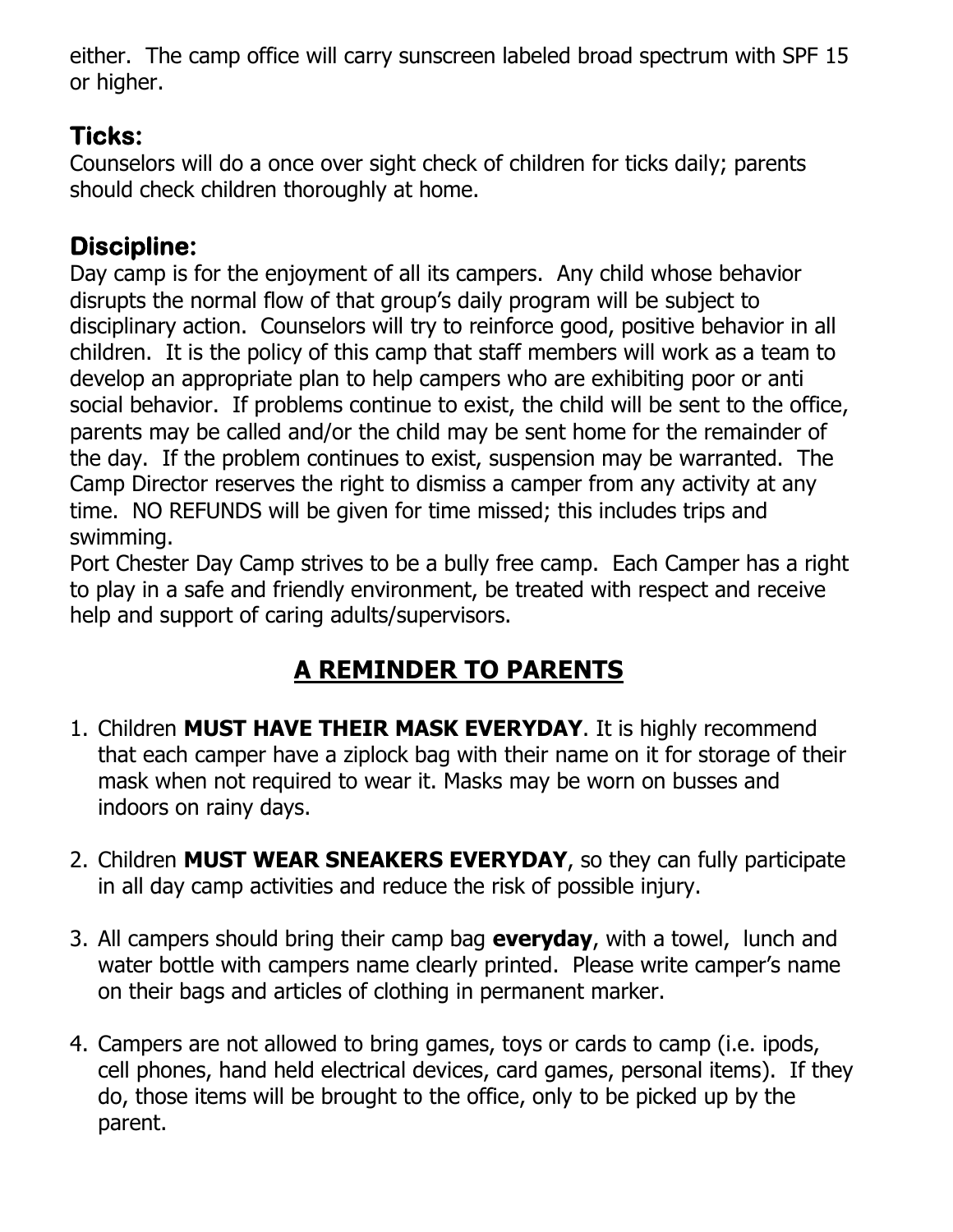either. The camp office will carry sunscreen labeled broad spectrum with SPF 15 or higher.

## Ticks:

Counselors will do a once over sight check of children for ticks daily; parents should check children thoroughly at home.

## Discipline:

Day camp is for the enjoyment of all its campers. Any child whose behavior disrupts the normal flow of that group's daily program will be subject to disciplinary action. Counselors will try to reinforce good, positive behavior in all children. It is the policy of this camp that staff members will work as a team to develop an appropriate plan to help campers who are exhibiting poor or anti social behavior. If problems continue to exist, the child will be sent to the office, parents may be called and/or the child may be sent home for the remainder of the day. If the problem continues to exist, suspension may be warranted. The Camp Director reserves the right to dismiss a camper from any activity at any time. NO REFUNDS will be given for time missed; this includes trips and swimming.

Port Chester Day Camp strives to be a bully free camp. Each Camper has a right to play in a safe and friendly environment, be treated with respect and receive help and support of caring adults/supervisors.

# A REMINDER TO PARENTS

1. Children **MUST HAVE THEIR MASK EVERYDAY**. It is highly recommend that each camper have a ziplock bag with their name on it for storage of their mask when not required to wear it. Masks may be worn on busses and indoors on rainy days.

2. Children **MUST WEAR SNEAKERS EVERYDAY**, so they can fully participate in all day camp activities and reduce the risk of possible injury.

3. All campers should bring their camp bag **everyday**, with a towel, lunch and water bottle with campers name clearly printed. Please write camper's name on their bags and articles of clothing in permanent marker.

4. Campers are not allowed to bring games, toys or cards to camp (i.e. ipods, cell phones, hand held electrical devices, card games, personal items). If they do, those items will be brought to the office, only to be picked up by the parent.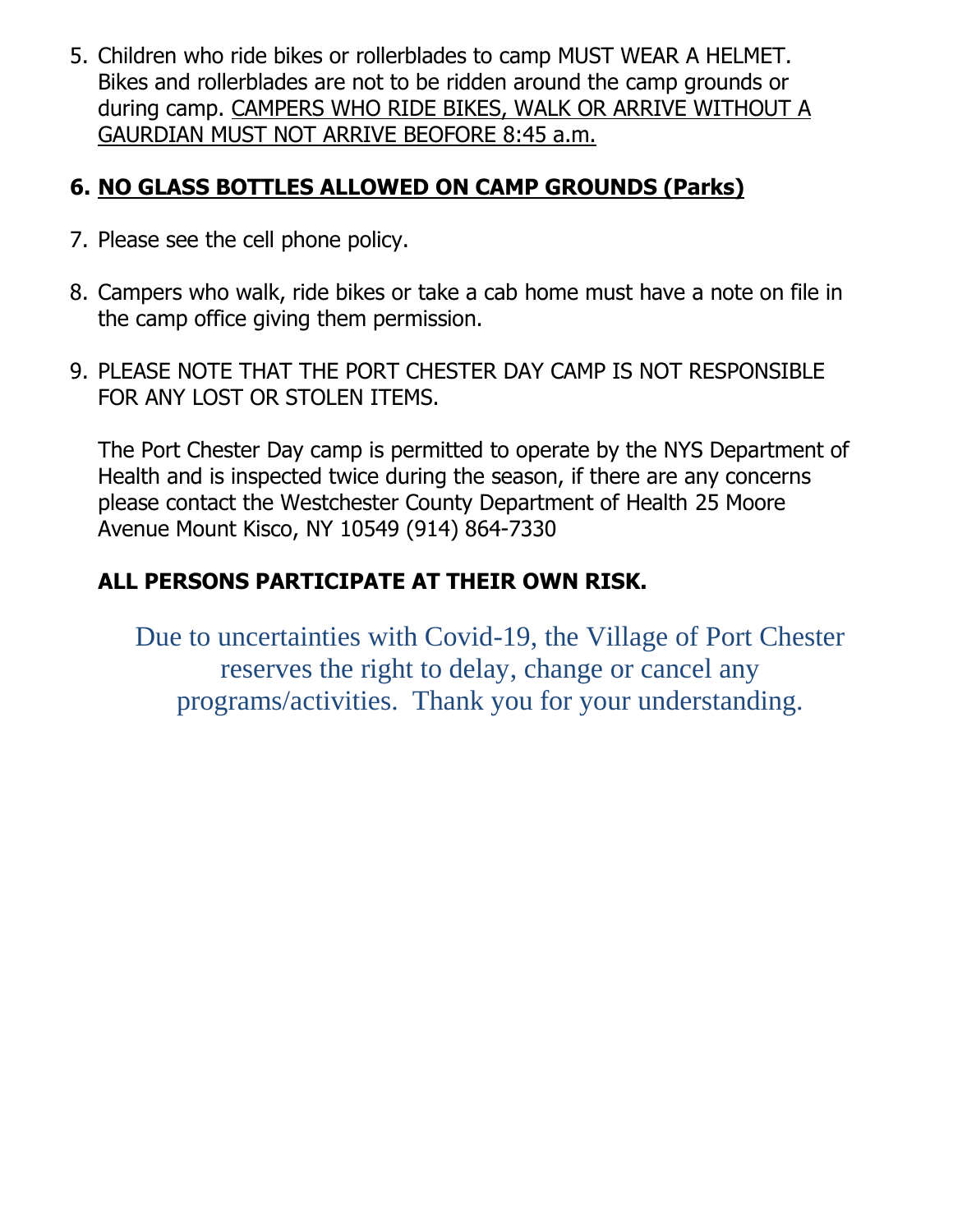5. Children who ride bikes or rollerblades to camp MUST WEAR A HELMET. Bikes and rollerblades are not to be ridden around the camp grounds or during camp. <u>CAMPERS WHO RIDE BIKES, WALK OR ARRIVE WITHOUT A GAURDIAN MUST NOT ARRIVE BEOFORE 8:45 a.m.</u>

6. **<u>NO GLASS BOTTLES ALLOWED ON CAMP GROUNDS (Parks)</u>**

7. Please see the cell phone policy.

8. Campers who walk, ride bikes or take a cab home must have a note on file in the camp office giving them permission.

9. PLEASE NOTE THAT THE PORT CHESTER DAY CAMP IS NOT RESPONSIBLE FOR ANY LOST OR STOLEN ITEMS.

   The Port Chester Day camp is permitted to operate by the NYS Department of Health and is inspected twice during the season, if there are any concerns please contact the Westchester County Department of Health 25 Moore Avenue Mount Kisco, NY 10549 (914) 864-7330

   **ALL PERSONS PARTICIPATE AT THEIR OWN RISK.**

Due to uncertainties with Covid-19, the Village of Port Chester reserves the right to delay, change or cancel any programs/activities. Thank you for your understanding.